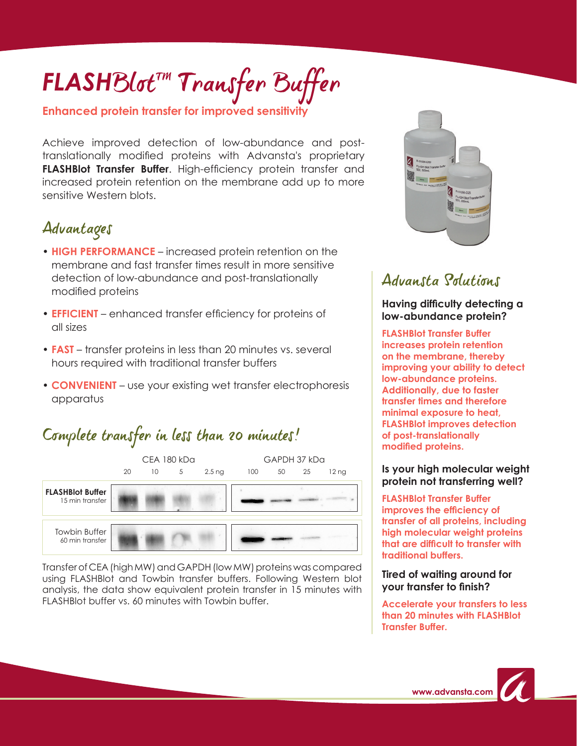# FLASHBlot™ Transfer Buffer

**Enhanced protein transfer for improved sensitivity**

Achieve improved detection of low-abundance and post-translationally modified proteins with Advansta's proprietary **FLASHBlot Transfer Buffer**. High-efficiency protein transfer and increased protein retention on the membrane add up to more sensitive Western blots.

## Advantages

- **HIGH PERFORMANCE** – increased protein retention on the membrane and fast transfer times result in more sensitive detection of low-abundance and post-translationally modified proteins
- **EFFICIENT** – enhanced transfer efficiency for proteins of all sizes
- **FAST** – transfer proteins in less than 20 minutes vs. several hours required with traditional transfer buffers
- **CONVENIENT** – use your existing wet transfer electrophoresis apparatus

## Complete transfer in less than 20 minutes!

| | CEA 180 kDa | | | | GAPDH 37 kDa | | | |
|---|---|---|---|---|---|---|---|---|
| | 20 | 10 | 5 | 2.5 ng | 100 | 50 | 25 | 12 ng |
| **FLASHBlot Buffer** 15 min transfer | | | | | | | | |
| Towbin Buffer 60 min transfer | | | | | | | | |

Transfer of CEA (high MW) and GAPDH (low MW) proteins was compared using FLASHBlot and Towbin transfer buffers. Following Western blot analysis, the data show equivalent protein transfer in 15 minutes with FLASHBlot buffer vs. 60 minutes with Towbin buffer.

## Advansta Solutions

**Having difficulty detecting a low-abundance protein?**

**FLASHBlot Transfer Buffer increases protein retention on the membrane, thereby improving your ability to detect low-abundance proteins. Additionally, due to faster transfer times and therefore minimal exposure to heat, FLASHBlot improves detection of post-translationally modified proteins.**

**Is your high molecular weight protein not transferring well?**

**FLASHBlot Transfer Buffer improves the efficiency of transfer of all proteins, including high molecular weight proteins that are difficult to transfer with traditional buffers.**

**Tired of waiting around for your transfer to finish?**

**Accelerate your transfers to less than 20 minutes with FLASHBlot Transfer Buffer.**

www.advansta.com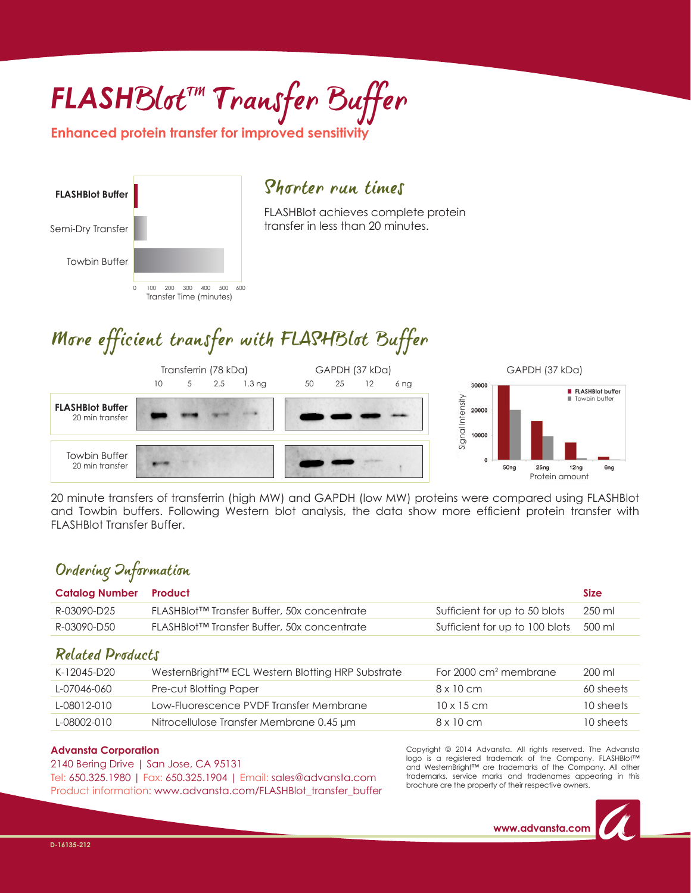# FLASHBlot™ Transfer Buffer

**Enhanced protein transfer for improved sensitivity**

FLASHBlot Buffer
Semi-Dry Transfer
Towbin Buffer
0 100 200 300 400 500 600
Transfer Time (minutes)

## Shorter run times

FLASHBlot achieves complete protein transfer in less than 20 minutes.

## More efficient transfer with FLASHBlot Buffer

Transferrin (78 kDa)
10 5 2.5 1.3 ng
GAPDH (37 kDa)
50 25 12 6 ng

**FLASHBlot Buffer**
20 min transfer

Towbin Buffer
20 min transfer

GAPDH (37 kDa)
Signal Intensity
30000
20000
10000
0
50ng 25ng 12ng 6ng
Protein amount
FLASHBlot buffer
Towbin buffer

20 minute transfers of transferrin (high MW) and GAPDH (low MW) proteins were compared using FLASHBlot and Towbin buffers. Following Western blot analysis, the data show more efficient protein transfer with FLASHBlot Transfer Buffer.

## Ordering Information

| Catalog Number | Product | | Size |
|---|---|---|---|
| R-03090-D25 | FLASHBlot™ Transfer Buffer, 50x concentrate | Sufficient for up to 50 blots | 250 ml |
| R-03090-D50 | FLASHBlot™ Transfer Buffer, 50x concentrate | Sufficient for up to 100 blots | 500 ml |

## Related Products

| | | | |
|---|---|---|---|
| K-12045-D20 | WesternBright™ ECL Western Blotting HRP Substrate | For 2000 cm² membrane | 200 ml |
| L-07046-060 | Pre-cut Blotting Paper | 8 x 10 cm | 60 sheets |
| L-08012-010 | Low-Fluorescence PVDF Transfer Membrane | 10 x 15 cm | 10 sheets |
| L-08002-010 | Nitrocellulose Transfer Membrane 0.45 µm | 8 x 10 cm | 10 sheets |

**Advansta Corporation**
2140 Bering Drive | San Jose, CA 95131
Tel: 650.325.1980 | Fax: 650.325.1904 | Email: sales@advansta.com
Product information: www.advansta.com/FLASHBlot_transfer_buffer

Copyright © 2014 Advansta. All rights reserved. The Advansta logo is a registered trademark of the Company. FLASHBlot™ and WesternBright™ are trademarks of the Company. All other trademarks, service marks and tradenames appearing in this brochure are the property of their respective owners.

www.advansta.com

D-16135-212